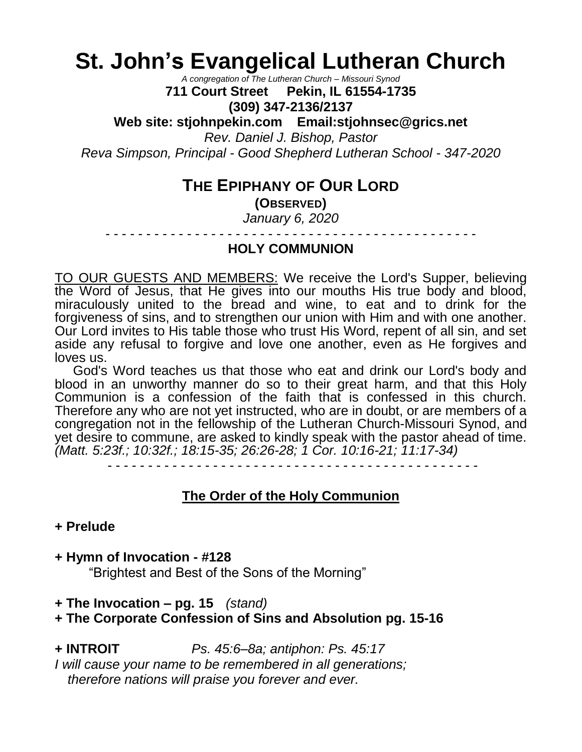# St. John's Evangelical Lutheran Church

*A congregation of The Lutheran Church – Missouri Synod*

**711 Court Street Pekin, IL 61554-1735**

**(309) 347-2136/2137**

**Web site: stjohnpekin.com Email:stjohnsec@grics.net**

*Rev. Daniel J. Bishop, Pastor*

*Reva Simpson, Principal - Good Shepherd Lutheran School - 347-2020*

## THE EPIPHANY OF OUR LORD

**(OBSERVED)**

*January 6, 2020*

- - - - - - - - - - - - - - - - - - - - - - - - - - - - - - - - - - - - - - - - - - - - -

**HOLY COMMUNION**

TO OUR GUESTS AND MEMBERS: We receive the Lord's Supper, believing the Word of Jesus, that He gives into our mouths His true body and blood, miraculously united to the bread and wine, to eat and to drink for the forgiveness of sins, and to strengthen our union with Him and with one another. Our Lord invites to His table those who trust His Word, repent of all sin, and set aside any refusal to forgive and love one another, even as He forgives and loves us.

God's Word teaches us that those who eat and drink our Lord's body and blood in an unworthy manner do so to their great harm, and that this Holy Communion is a confession of the faith that is confessed in this church. Therefore any who are not yet instructed, who are in doubt, or are members of a congregation not in the fellowship of the Lutheran Church-Missouri Synod, and yet desire to commune, are asked to kindly speak with the pastor ahead of time. *(Matt. 5:23f.; 10:32f.; 18:15-35; 26:26-28; 1 Cor. 10:16-21; 11:17-34)*

- - - - - - - - - - - - - - - - - - - - - - - - - - - - - - - - - - - - - - - - - - - - -

**The Order of the Holy Communion**

**+ Prelude**

**+ Hymn of Invocation - #128**

"Brightest and Best of the Sons of the Morning"

**+ The Invocation – pg. 15** *(stand)*

**+ The Corporate Confession of Sins and Absolution pg. 15-16**

**+ INTROIT** *Ps. 45:6–8a; antiphon: Ps. 45:17*

*I will cause your name to be remembered in all generations;*
*therefore nations will praise you forever and ever.*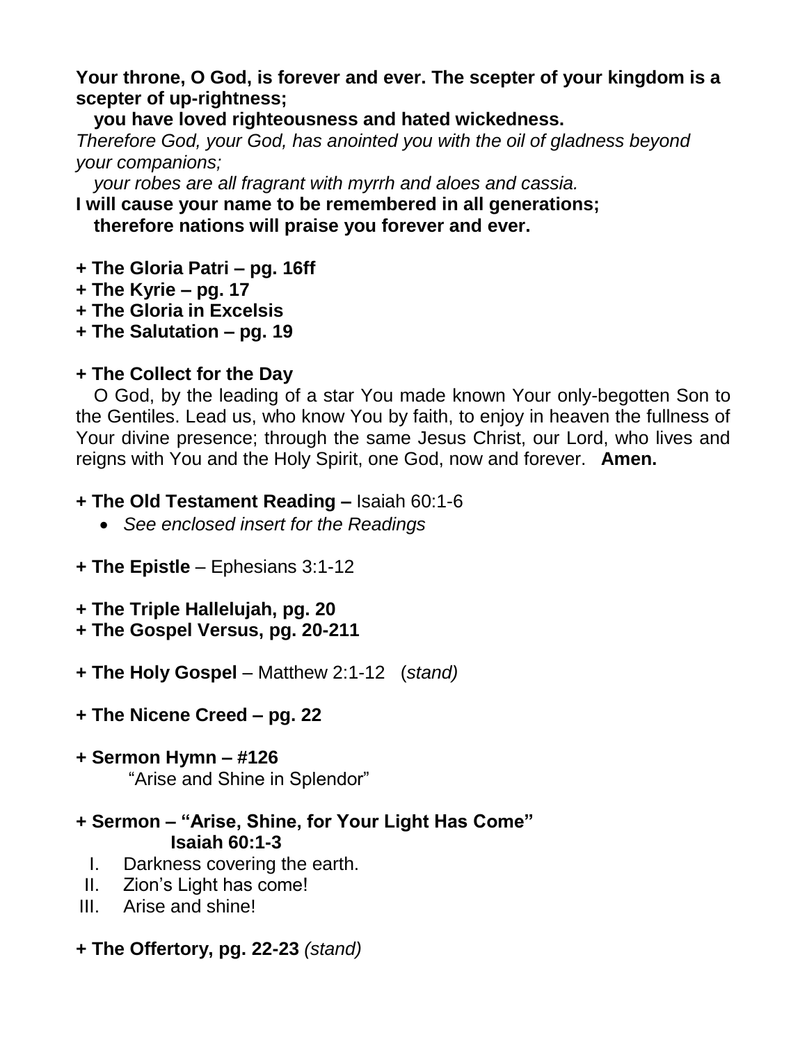**Your throne, O God, is forever and ever. The scepter of your kingdom is a scepter of up-rightness;**
**you have loved righteousness and hated wickedness.**
*Therefore God, your God, has anointed you with the oil of gladness beyond your companions;*
*your robes are all fragrant with myrrh and aloes and cassia.*
**I will cause your name to be remembered in all generations;**
**therefore nations will praise you forever and ever.**

**+ The Gloria Patri – pg. 16ff**
**+ The Kyrie – pg. 17**
**+ The Gloria in Excelsis**
**+ The Salutation – pg. 19**

**+ The Collect for the Day**

O God, by the leading of a star You made known Your only-begotten Son to the Gentiles. Lead us, who know You by faith, to enjoy in heaven the fullness of Your divine presence; through the same Jesus Christ, our Lord, who lives and reigns with You and the Holy Spirit, one God, now and forever. **Amen.**

**+ The Old Testament Reading –** Isaiah 60:1-6

- *See enclosed insert for the Readings*

**+ The Epistle** – Ephesians 3:1-12

**+ The Triple Hallelujah, pg. 20**
**+ The Gospel Versus, pg. 20-211**

**+ The Holy Gospel** – Matthew 2:1-12 (*stand)*

**+ The Nicene Creed – pg. 22**

**+ Sermon Hymn – #126**
"Arise and Shine in Splendor"

**+ Sermon – "Arise, Shine, for Your Light Has Come"**
**Isaiah 60:1-3**

I. Darkness covering the earth.
II. Zion's Light has come!
III. Arise and shine!

**+ The Offertory, pg. 22-23** *(stand)*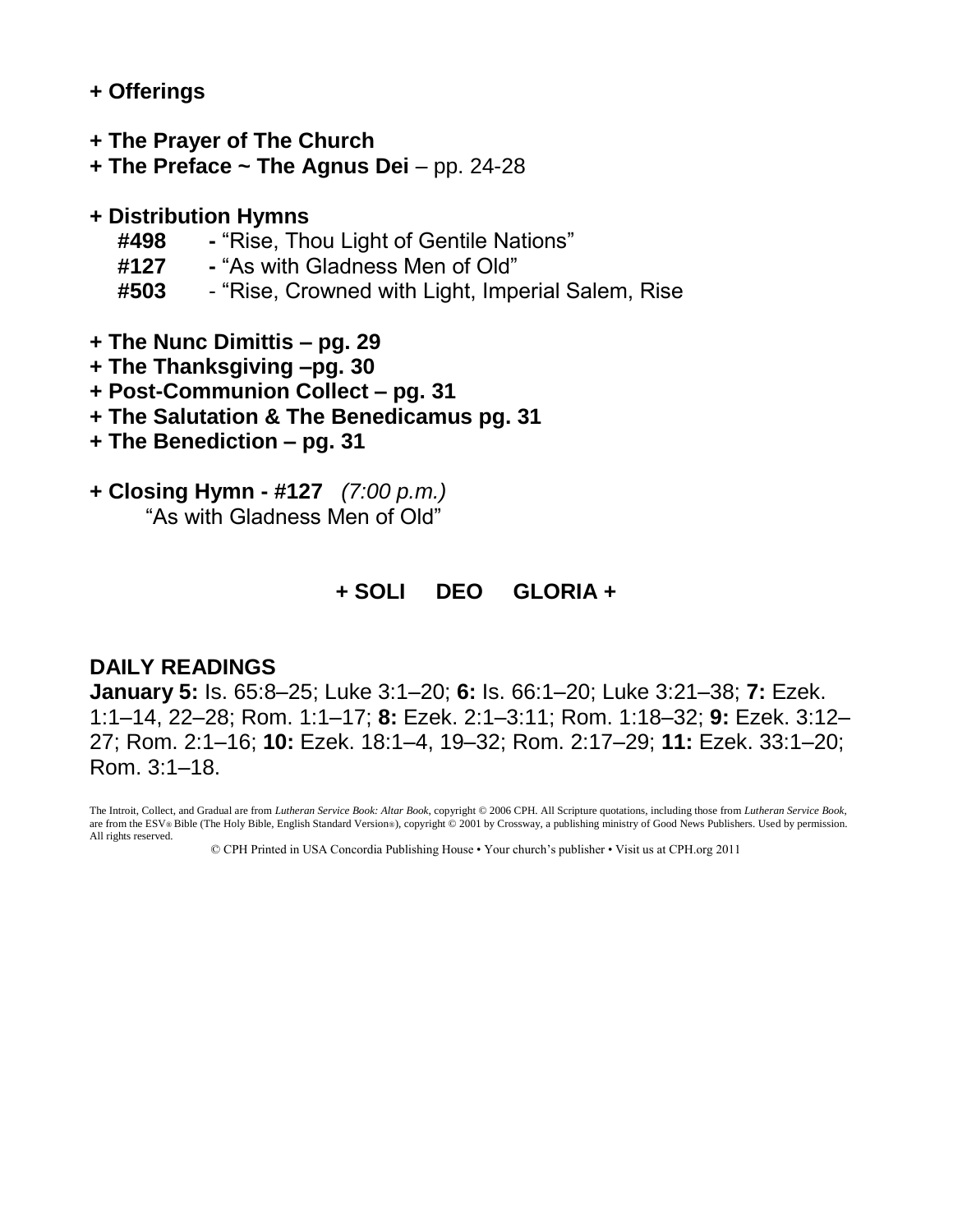**+ Offerings**

**+ The Prayer of The Church**
**+ The Preface ~ The Agnus Dei** – pp. 24-28

**+ Distribution Hymns**

**#498** **-** "Rise, Thou Light of Gentile Nations"
**#127** **-** "As with Gladness Men of Old"
**#503** - "Rise, Crowned with Light, Imperial Salem, Rise

**+ The Nunc Dimittis – pg. 29**
**+ The Thanksgiving –pg. 30**
**+ Post-Communion Collect – pg. 31**
**+ The Salutation & The Benedicamus pg. 31**
**+ The Benediction – pg. 31**

**+ Closing Hymn - #127** *(7:00 p.m.)*
"As with Gladness Men of Old"

**+ SOLI DEO GLORIA +**

## DAILY READINGS

**January 5:** Is. 65:8–25; Luke 3:1–20; **6:** Is. 66:1–20; Luke 3:21–38; **7:** Ezek. 1:1–14, 22–28; Rom. 1:1–17; **8:** Ezek. 2:1–3:11; Rom. 1:18–32; **9:** Ezek. 3:12–27; Rom. 2:1–16; **10:** Ezek. 18:1–4, 19–32; Rom. 2:17–29; **11:** Ezek. 33:1–20; Rom. 3:1–18.

The Introit, Collect, and Gradual are from *Lutheran Service Book: Altar Book*, copyright © 2006 CPH. All Scripture quotations, including those from *Lutheran Service Book*, are from the ESV® Bible (The Holy Bible, English Standard Version®), copyright © 2001 by Crossway, a publishing ministry of Good News Publishers. Used by permission. All rights reserved.

© CPH Printed in USA Concordia Publishing House • Your church's publisher • Visit us at CPH.org 2011